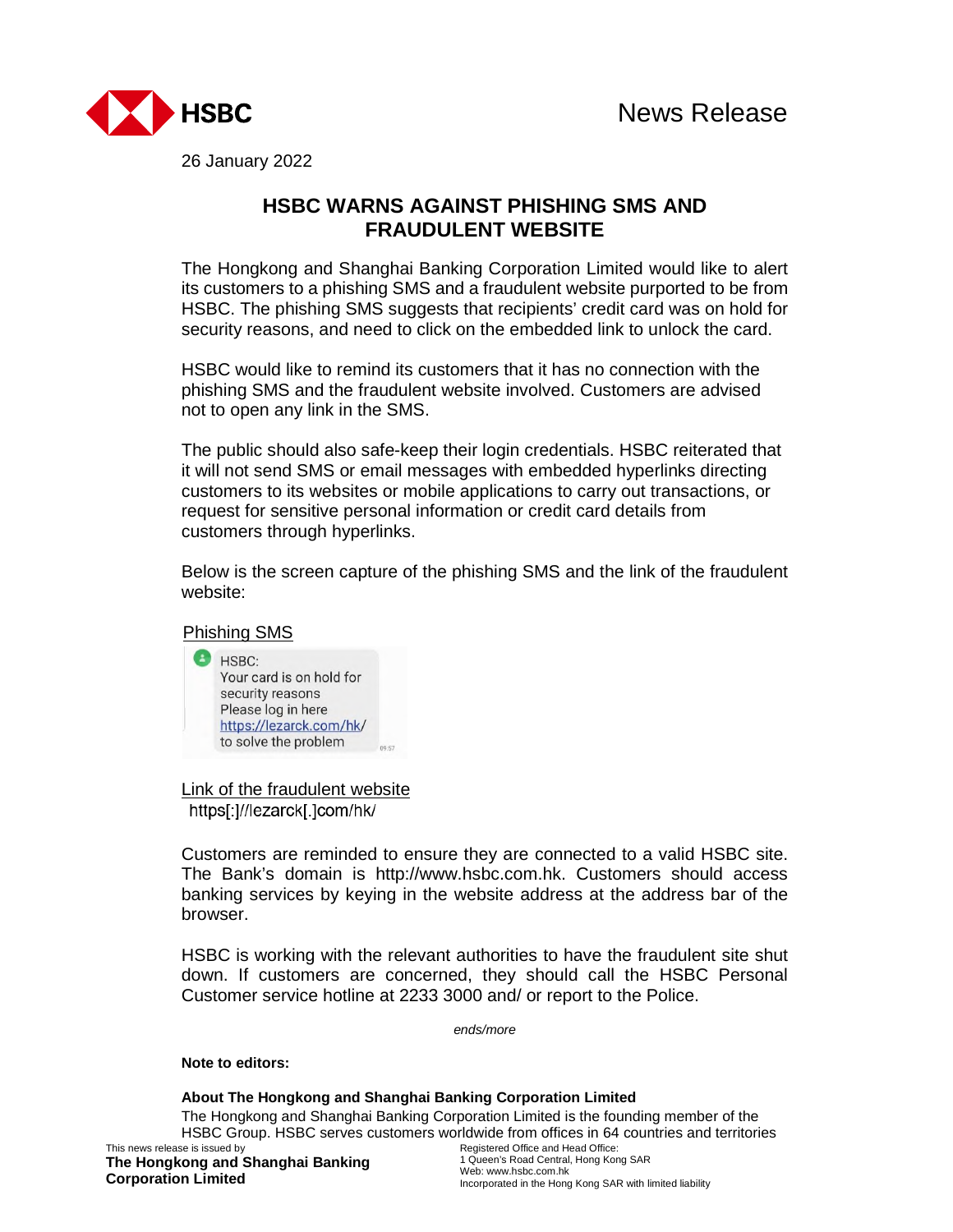HSBC

News Release

26 January 2022

# HSBC WARNS AGAINST PHISHING SMS AND FRAUDULENT WEBSITE

The Hongkong and Shanghai Banking Corporation Limited would like to alert its customers to a phishing SMS and a fraudulent website purported to be from HSBC. The phishing SMS suggests that recipients' credit card was on hold for security reasons, and need to click on the embedded link to unlock the card.

HSBC would like to remind its customers that it has no connection with the phishing SMS and the fraudulent website involved. Customers are advised not to open any link in the SMS.

The public should also safe-keep their login credentials. HSBC reiterated that it will not send SMS or email messages with embedded hyperlinks directing customers to its websites or mobile applications to carry out transactions, or request for sensitive personal information or credit card details from customers through hyperlinks.

Below is the screen capture of the phishing SMS and the link of the fraudulent website:

Phishing SMS

HSBC:
Your card is on hold for security reasons
Please log in here
https://lezarck.com/hk/
to solve the problem

Link of the fraudulent website

https[:]//lezarck[.]com/hk/

Customers are reminded to ensure they are connected to a valid HSBC site. The Bank's domain is http://www.hsbc.com.hk. Customers should access banking services by keying in the website address at the address bar of the browser.

HSBC is working with the relevant authorities to have the fraudulent site shut down. If customers are concerned, they should call the HSBC Personal Customer service hotline at 2233 3000 and/ or report to the Police.

*ends/more*

**Note to editors:**

**About The Hongkong and Shanghai Banking Corporation Limited**

The Hongkong and Shanghai Banking Corporation Limited is the founding member of the HSBC Group. HSBC serves customers worldwide from offices in 64 countries and territories

This news release is issued by
**The Hongkong and Shanghai Banking Corporation Limited**

Registered Office and Head Office:
1 Queen's Road Central, Hong Kong SAR
Web: www.hsbc.com.hk
Incorporated in the Hong Kong SAR with limited liability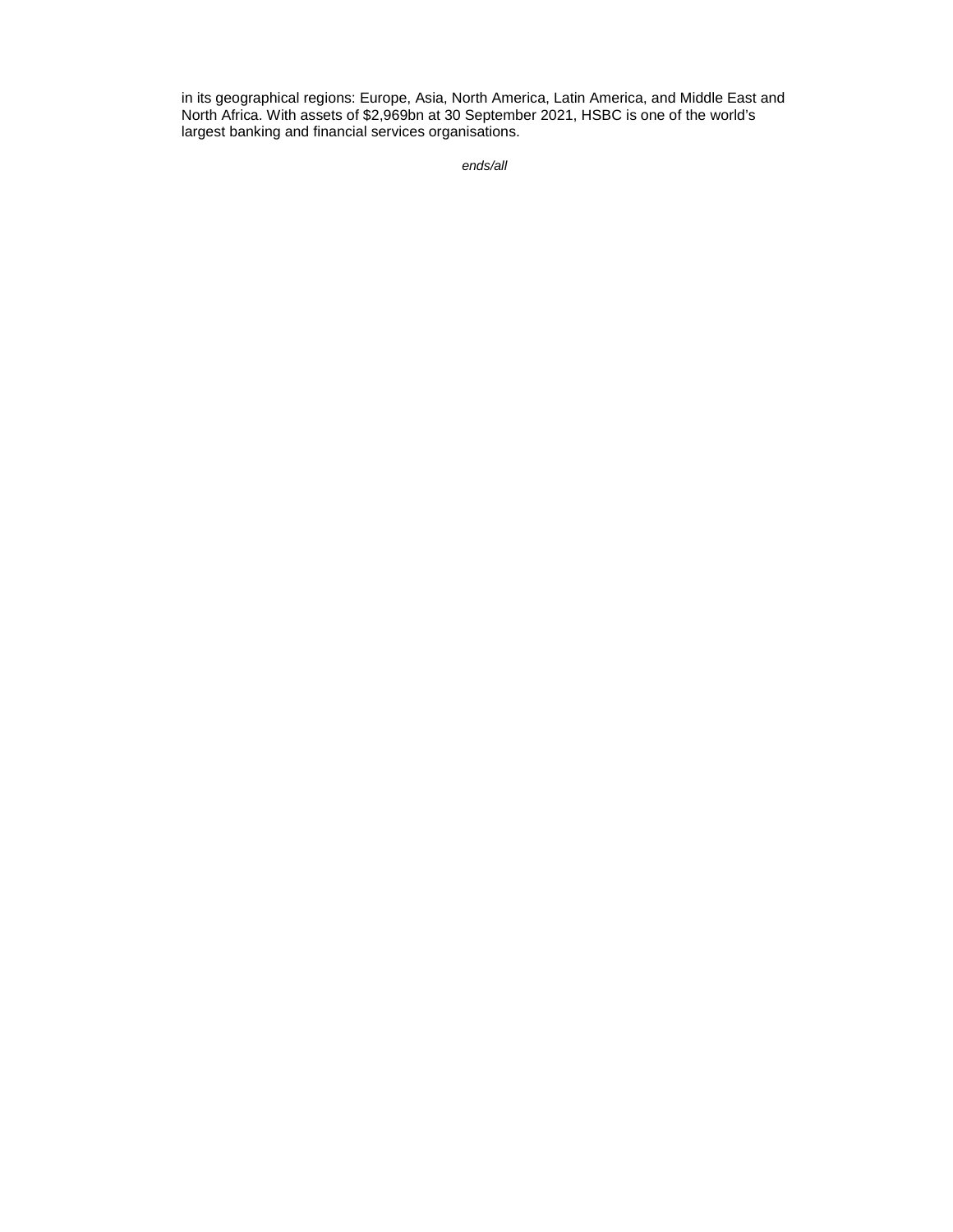in its geographical regions: Europe, Asia, North America, Latin America, and Middle East and North Africa. With assets of $2,969bn at 30 September 2021, HSBC is one of the world's largest banking and financial services organisations.

*ends/all*